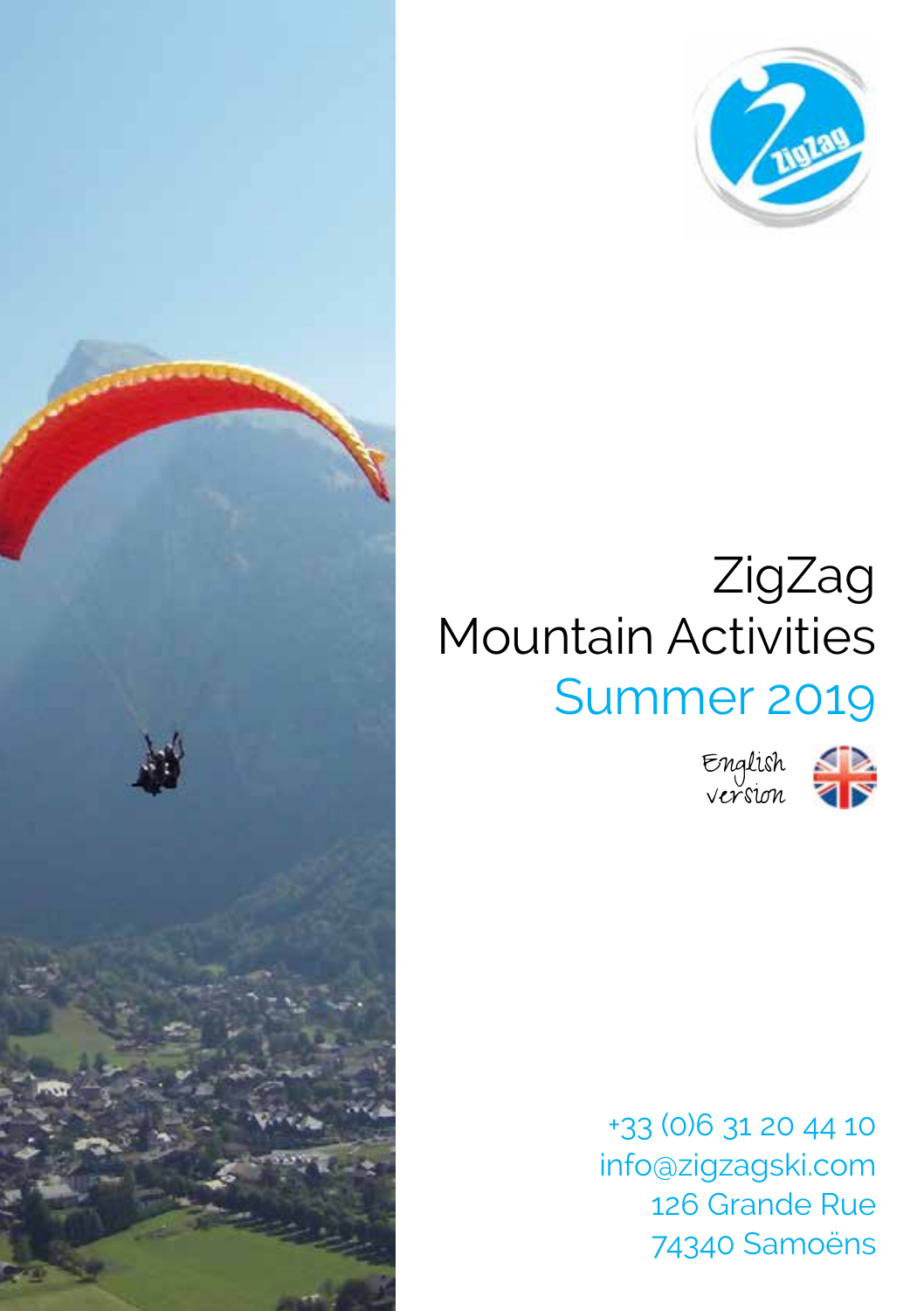# ZigZag Mountain Activities

## Summer 2019

English version

+33 (0)6 31 20 44 10
info@zigzagski.com
126 Grande Rue
74340 Samoëns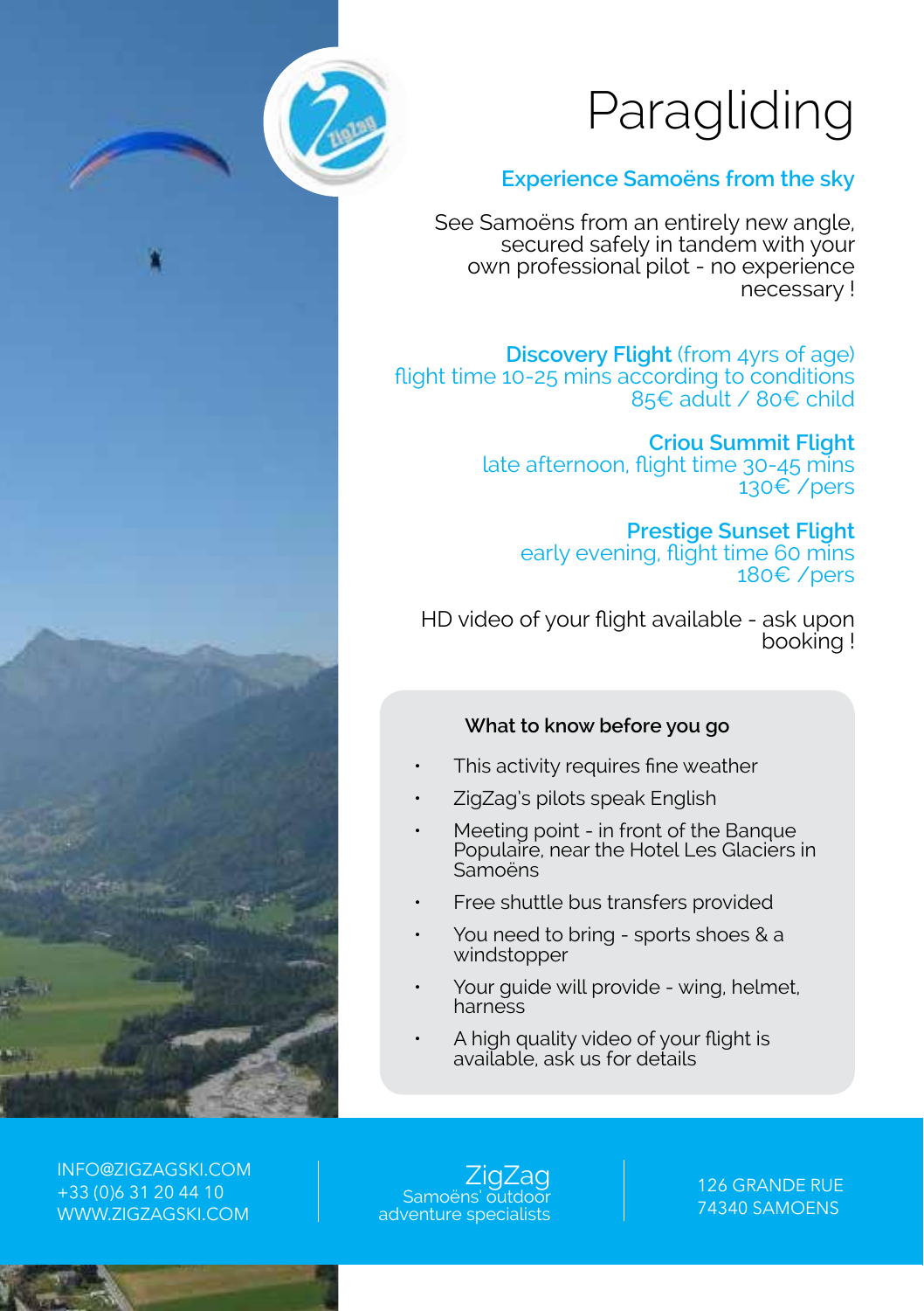# Paragliding

## Experience Samoëns from the sky

See Samoëns from an entirely new angle, secured safely in tandem with your own professional pilot - no experience necessary !

**Discovery Flight** (from 4yrs of age)
flight time 10-25 mins according to conditions
85€ adult / 80€ child

**Criou Summit Flight**
late afternoon, flight time 30-45 mins
130€ /pers

**Prestige Sunset Flight**
early evening, flight time 60 mins
180€ /pers

HD video of your flight available - ask upon booking !

### What to know before you go

- This activity requires fine weather
- ZigZag's pilots speak English
- Meeting point - in front of the Banque Populaire, near the Hotel Les Glaciers in Samoëns
- Free shuttle bus transfers provided
- You need to bring - sports shoes & a windstopper
- Your guide will provide - wing, helmet, harness
- A high quality video of your flight is available, ask us for details

INFO@ZIGZAGSKI.COM
+33 (0)6 31 20 44 10
WWW.ZIGZAGSKI.COM

ZigZag
Samoëns' outdoor adventure specialists

126 GRANDE RUE
74340 SAMOENS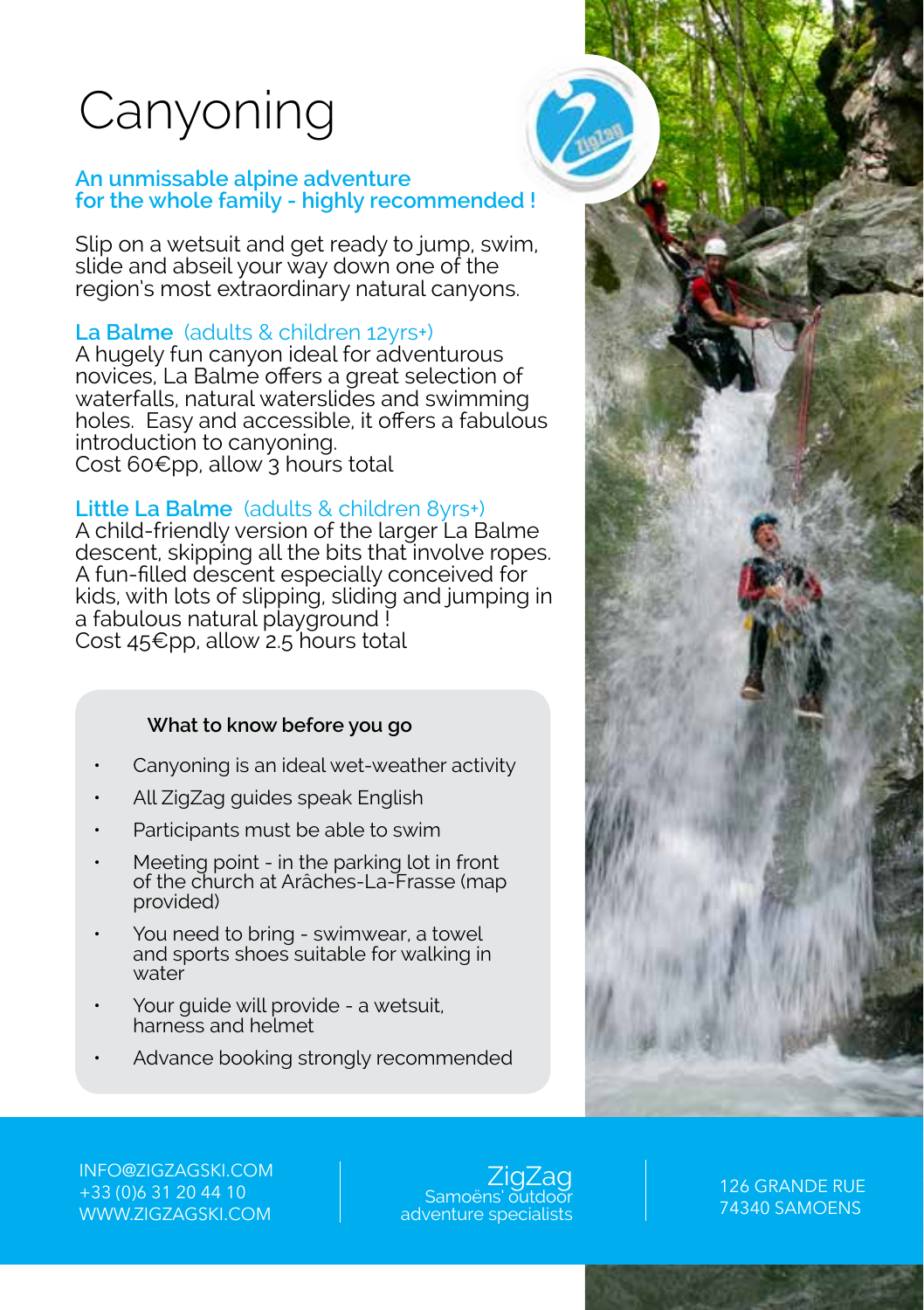# Canyoning

**An unmissable alpine adventure for the whole family - highly recommended !**

Slip on a wetsuit and get ready to jump, swim, slide and abseil your way down one of the region's most extraordinary natural canyons.

**La Balme** (adults & children 12yrs+)
A hugely fun canyon ideal for adventurous novices, La Balme offers a great selection of waterfalls, natural waterslides and swimming holes. Easy and accessible, it offers a fabulous introduction to canyoning.
Cost 60€pp, allow 3 hours total

**Little La Balme** (adults & children 8yrs+)
A child-friendly version of the larger La Balme descent, skipping all the bits that involve ropes. A fun-filled descent especially conceived for kids, with lots of slipping, sliding and jumping in a fabulous natural playground !
Cost 45€pp, allow 2.5 hours total

**What to know before you go**

- Canyoning is an ideal wet-weather activity
- All ZigZag guides speak English
- Participants must be able to swim
- Meeting point - in the parking lot in front of the church at Arâches-La-Frasse (map provided)
- You need to bring - swimwear, a towel and sports shoes suitable for walking in water
- Your guide will provide - a wetsuit, harness and helmet
- Advance booking strongly recommended

INFO@ZIGZAGSKI.COM
+33 (0)6 31 20 44 10
WWW.ZIGZAGSKI.COM

ZigZag
Samoëns' outdoor adventure specialists

126 GRANDE RUE
74340 SAMOENS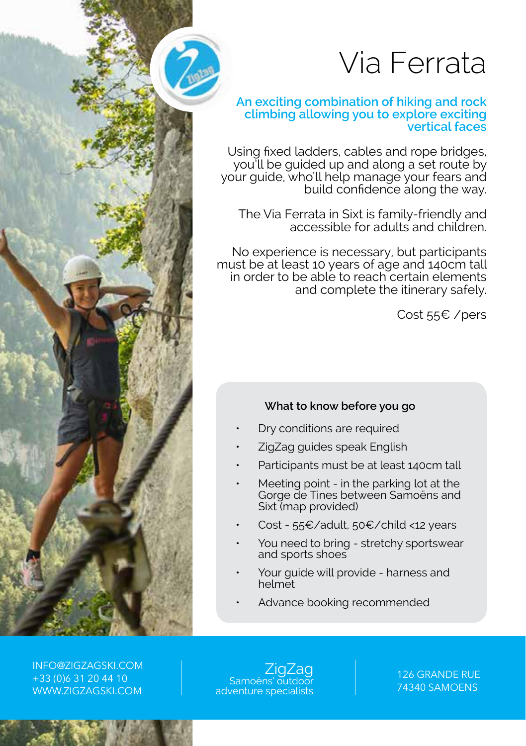# Via Ferrata

**An exciting combination of hiking and rock climbing allowing you to explore exciting vertical faces**

Using fixed ladders, cables and rope bridges, you'll be guided up and along a set route by your guide, who'll help manage your fears and build confidence along the way.

The Via Ferrata in Sixt is family-friendly and accessible for adults and children.

No experience is necessary, but participants must be at least 10 years of age and 140cm tall in order to be able to reach certain elements and complete the itinerary safely.

Cost 55€ /pers

### What to know before you go

- Dry conditions are required
- ZigZag guides speak English
- Participants must be at least 140cm tall
- Meeting point - in the parking lot at the Gorge de Tines between Samoëns and Sixt (map provided)
- Cost - 55€/adult, 50€/child <12 years
- You need to bring - stretchy sportswear and sports shoes
- Your guide will provide - harness and helmet
- Advance booking recommended

INFO@ZIGZAGSKI.COM
+33 (0)6 31 20 44 10
WWW.ZIGZAGSKI.COM

ZigZag
Samoëns' outdoor adventure specialists

126 GRANDE RUE
74340 SAMOENS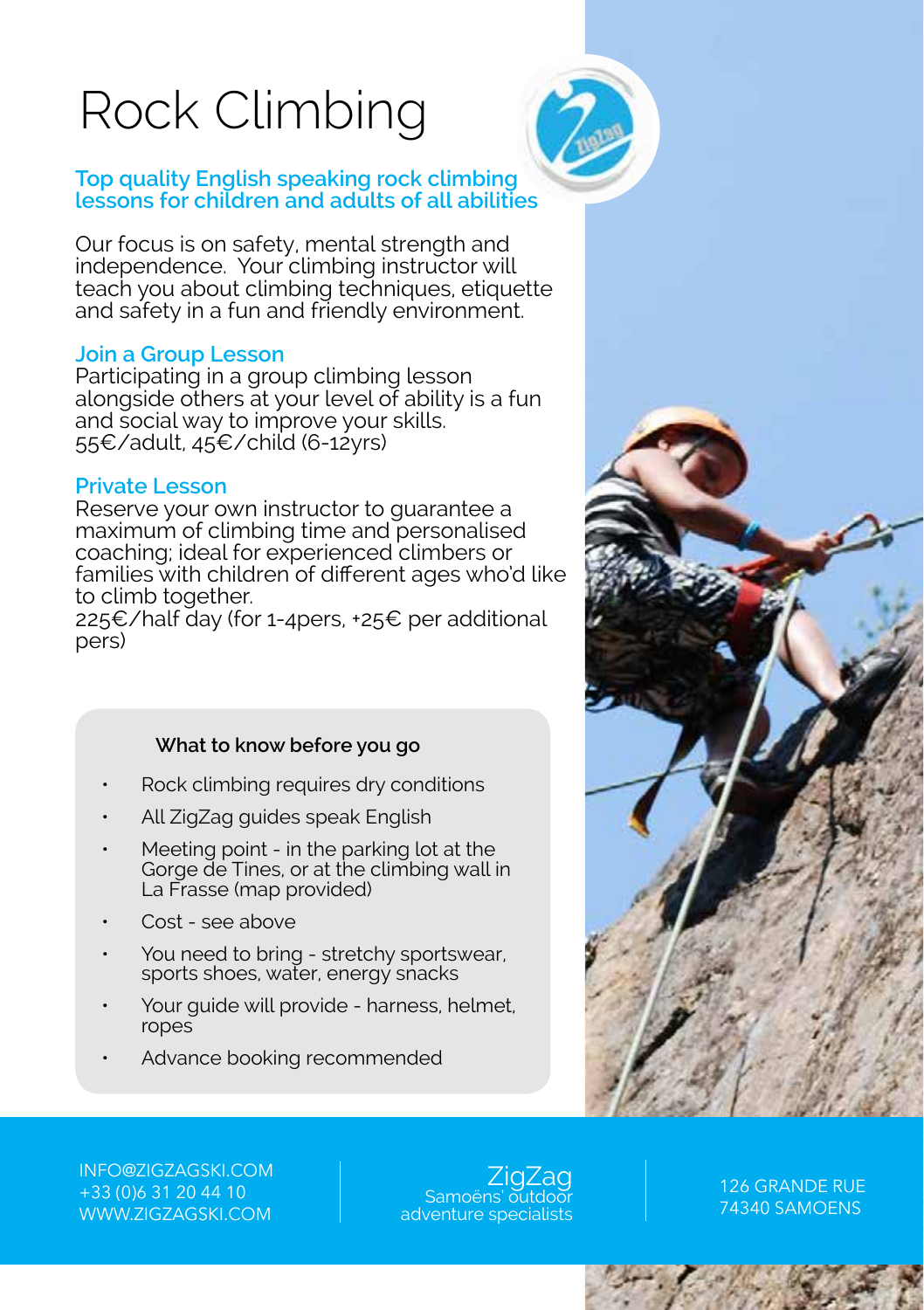# Rock Climbing

**Top quality English speaking rock climbing lessons for children and adults of all abilities**

Our focus is on safety, mental strength and independence. Your climbing instructor will teach you about climbing techniques, etiquette and safety in a fun and friendly environment.

## Join a Group Lesson

Participating in a group climbing lesson alongside others at your level of ability is a fun and social way to improve your skills.
55€/adult, 45€/child (6-12yrs)

## Private Lesson

Reserve your own instructor to guarantee a maximum of climbing time and personalised coaching; ideal for experienced climbers or families with children of different ages who'd like to climb together.
225€/half day (for 1-4pers, +25€ per additional pers)

### What to know before you go

- Rock climbing requires dry conditions
- All ZigZag guides speak English
- Meeting point - in the parking lot at the Gorge de Tines, or at the climbing wall in La Frasse (map provided)
- Cost - see above
- You need to bring - stretchy sportswear, sports shoes, water, energy snacks
- Your guide will provide - harness, helmet, ropes
- Advance booking recommended

INFO@ZIGZAGSKI.COM
+33 (0)6 31 20 44 10
WWW.ZIGZAGSKI.COM

ZigZag
Samoëns' outdoor adventure specialists

126 GRANDE RUE
74340 SAMOENS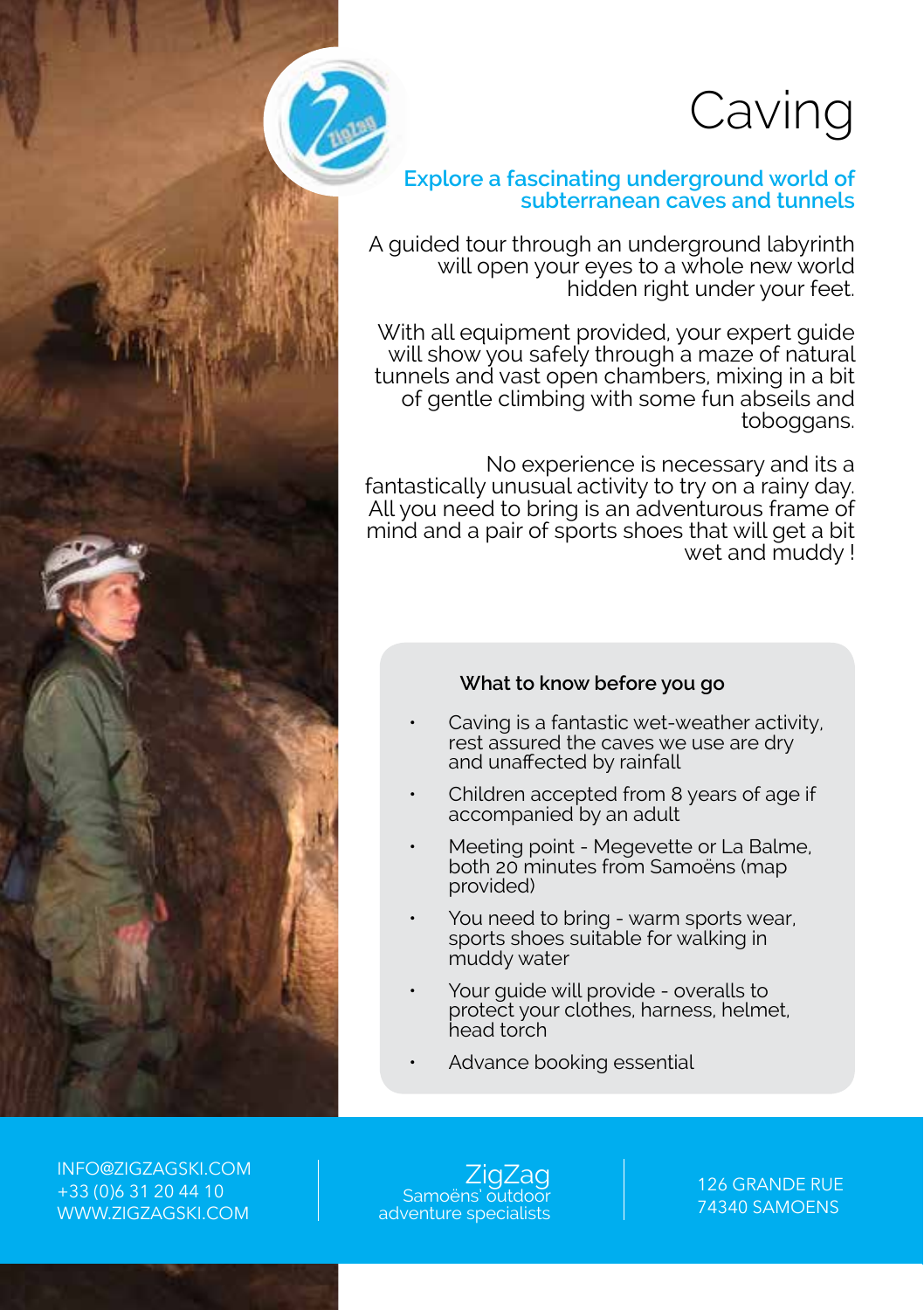# Caving

## Explore a fascinating underground world of subterranean caves and tunnels

A guided tour through an underground labyrinth will open your eyes to a whole new world hidden right under your feet.

With all equipment provided, your expert guide will show you safely through a maze of natural tunnels and vast open chambers, mixing in a bit of gentle climbing with some fun abseils and toboggans.

No experience is necessary and its a fantastically unusual activity to try on a rainy day. All you need to bring is an adventurous frame of mind and a pair of sports shoes that will get a bit wet and muddy !

### What to know before you go

- Caving is a fantastic wet-weather activity, rest assured the caves we use are dry and unaffected by rainfall
- Children accepted from 8 years of age if accompanied by an adult
- Meeting point - Megevette or La Balme, both 20 minutes from Samoëns (map provided)
- You need to bring - warm sports wear, sports shoes suitable for walking in muddy water
- Your guide will provide - overalls to protect your clothes, harness, helmet, head torch
- Advance booking essential

INFO@ZIGZAGSKI.COM
+33 (0)6 31 20 44 10
WWW.ZIGZAGSKI.COM

ZigZag
Samoëns' outdoor adventure specialists

126 GRANDE RUE
74340 SAMOENS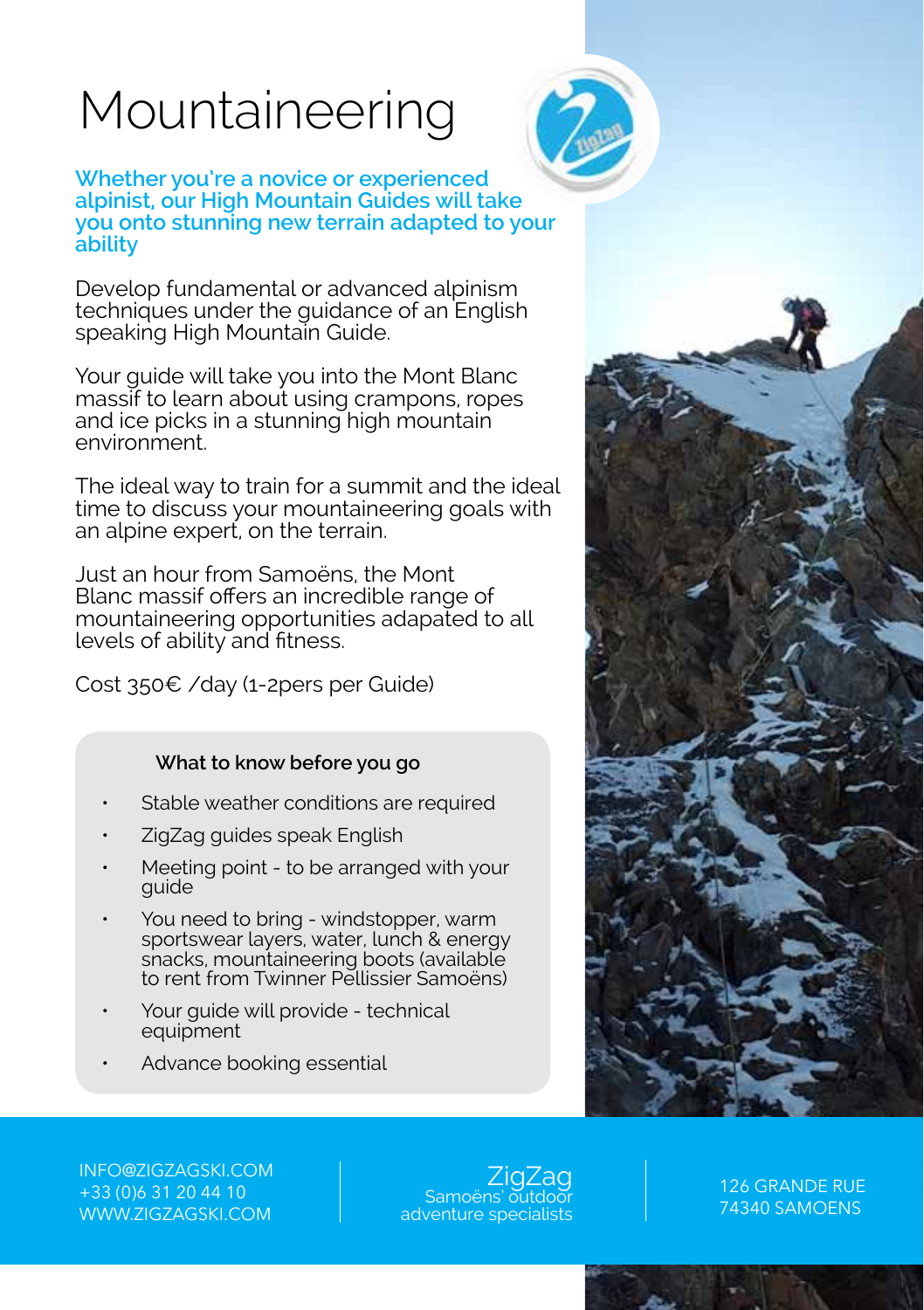# Mountaineering

**Whether you're a novice or experienced alpinist, our High Mountain Guides will take you onto stunning new terrain adapted to your ability**

Develop fundamental or advanced alpinism techniques under the guidance of an English speaking High Mountain Guide.

Your guide will take you into the Mont Blanc massif to learn about using crampons, ropes and ice picks in a stunning high mountain environment.

The ideal way to train for a summit and the ideal time to discuss your mountaineering goals with an alpine expert, on the terrain.

Just an hour from Samoëns, the Mont Blanc massif offers an incredible range of mountaineering opportunities adapated to all levels of ability and fitness.

Cost 350€ /day (1-2pers per Guide)

### What to know before you go

- Stable weather conditions are required
- ZigZag guides speak English
- Meeting point - to be arranged with your guide
- You need to bring - windstopper, warm sportswear layers, water, lunch & energy snacks, mountaineering boots (available to rent from Twinner Pellissier Samoëns)
- Your guide will provide - technical equipment
- Advance booking essential

INFO@ZIGZAGSKI.COM
+33 (0)6 31 20 44 10
WWW.ZIGZAGSKI.COM

ZigZag
Samoëns' outdoor adventure specialists

126 GRANDE RUE
74340 SAMOENS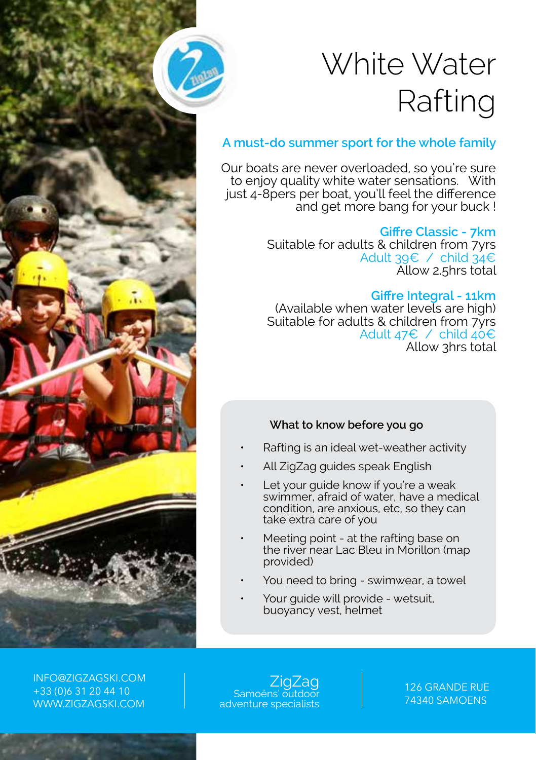# White Water Rafting

## A must-do summer sport for the whole family

Our boats are never overloaded, so you're sure to enjoy quality white water sensations. With just 4-8pers per boat, you'll feel the difference and get more bang for your buck !

### Giffre Classic - 7km

Suitable for adults & children from 7yrs
Adult 39€ / child 34€
Allow 2.5hrs total

### Giffre Integral - 11km

(Available when water levels are high)
Suitable for adults & children from 7yrs
Adult 47€ / child 40€
Allow 3hrs total

### What to know before you go

- Rafting is an ideal wet-weather activity
- All ZigZag guides speak English
- Let your guide know if you're a weak swimmer, afraid of water, have a medical condition, are anxious, etc, so they can take extra care of you
- Meeting point - at the rafting base on the river near Lac Bleu in Morillon (map provided)
- You need to bring - swimwear, a towel
- Your guide will provide - wetsuit, buoyancy vest, helmet

INFO@ZIGZAGSKI.COM
+33 (0)6 31 20 44 10
WWW.ZIGZAGSKI.COM

ZigZag
Samoëns' outdoor adventure specialists

126 GRANDE RUE
74340 SAMOENS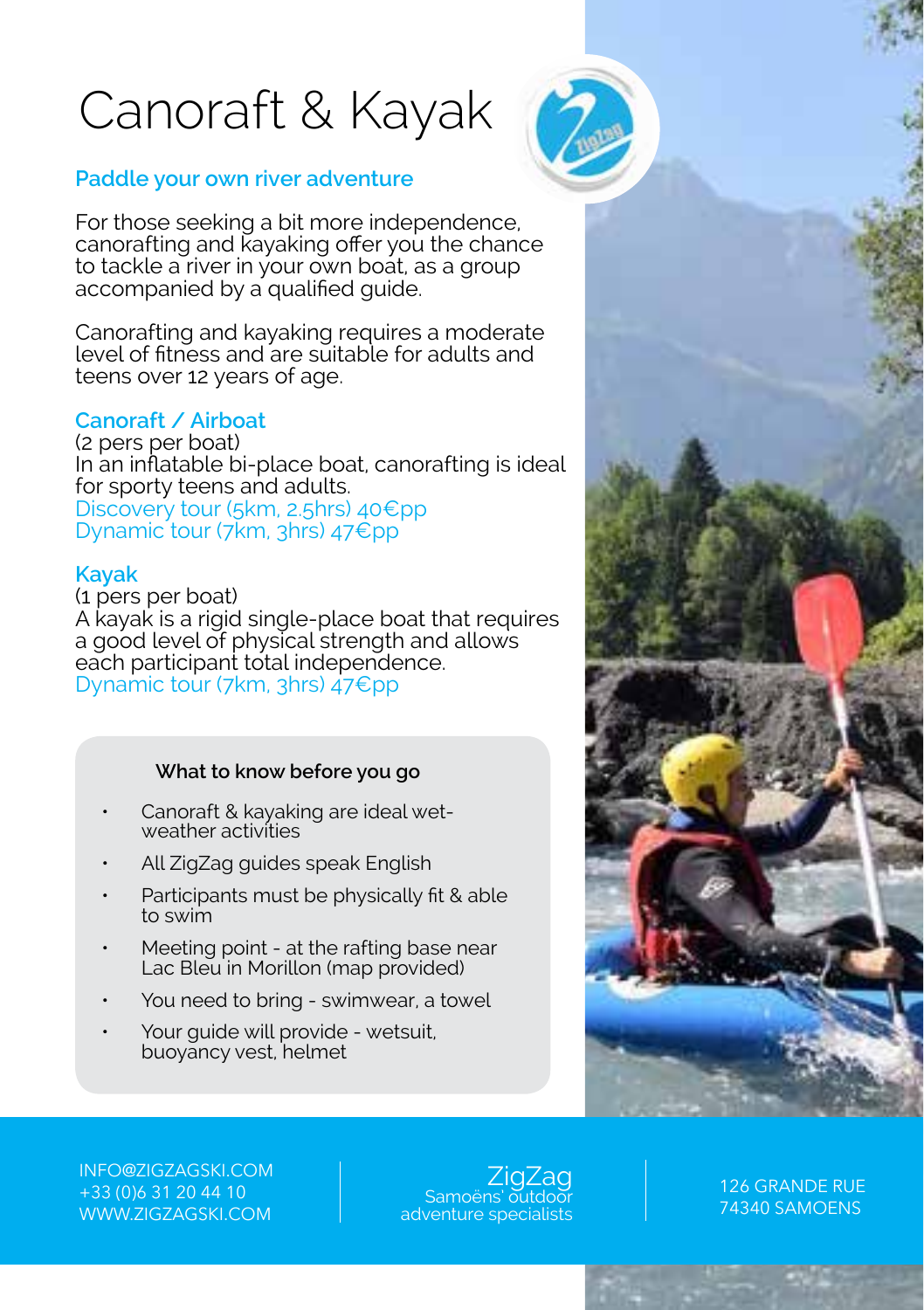# Canoraft & Kayak

## Paddle your own river adventure

For those seeking a bit more independence, canorafting and kayaking offer you the chance to tackle a river in your own boat, as a group accompanied by a qualified guide.

Canorafting and kayaking requires a moderate level of fitness and are suitable for adults and teens over 12 years of age.

### Canoraft / Airboat

(2 pers per boat)
In an inflatable bi-place boat, canorafting is ideal for sporty teens and adults.
Discovery tour (5km, 2.5hrs) 40€pp
Dynamic tour (7km, 3hrs) 47€pp

### Kayak

(1 pers per boat)
A kayak is a rigid single-place boat that requires a good level of physical strength and allows each participant total independence.
Dynamic tour (7km, 3hrs) 47€pp

**What to know before you go**

- Canoraft & kayaking are ideal wet-weather activities
- All ZigZag guides speak English
- Participants must be physically fit & able to swim
- Meeting point - at the rafting base near Lac Bleu in Morillon (map provided)
- You need to bring - swimwear, a towel
- Your guide will provide - wetsuit, buoyancy vest, helmet

INFO@ZIGZAGSKI.COM
+33 (0)6 31 20 44 10
WWW.ZIGZAGSKI.COM

ZigZag
Samoëns' outdoor adventure specialists

126 GRANDE RUE
74340 SAMOENS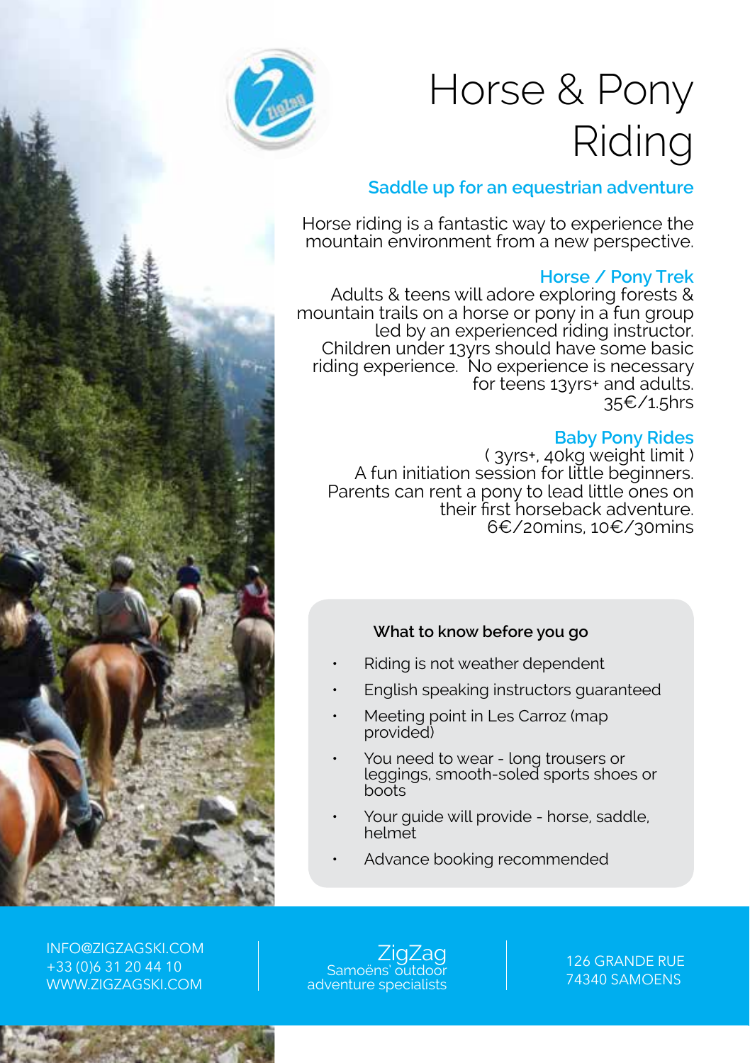# Horse & Pony Riding

### Saddle up for an equestrian adventure

Horse riding is a fantastic way to experience the mountain environment from a new perspective.

### Horse / Pony Trek

Adults & teens will adore exploring forests & mountain trails on a horse or pony in a fun group led by an experienced riding instructor. Children under 13yrs should have some basic riding experience. No experience is necessary for teens 13yrs+ and adults.

35€/1.5hrs

### Baby Pony Rides

( 3yrs+, 40kg weight limit )

A fun initiation session for little beginners. Parents can rent a pony to lead little ones on their first horseback adventure.

6€/20mins, 10€/30mins

**What to know before you go**

- Riding is not weather dependent
- English speaking instructors guaranteed
- Meeting point in Les Carroz (map provided)
- You need to wear - long trousers or leggings, smooth-soled sports shoes or boots
- Your guide will provide - horse, saddle, helmet
- Advance booking recommended

INFO@ZIGZAGSKI.COM
+33 (0)6 31 20 44 10
WWW.ZIGZAGSKI.COM

ZigZag
Samoëns' outdoor adventure specialists

126 GRANDE RUE
74340 SAMOENS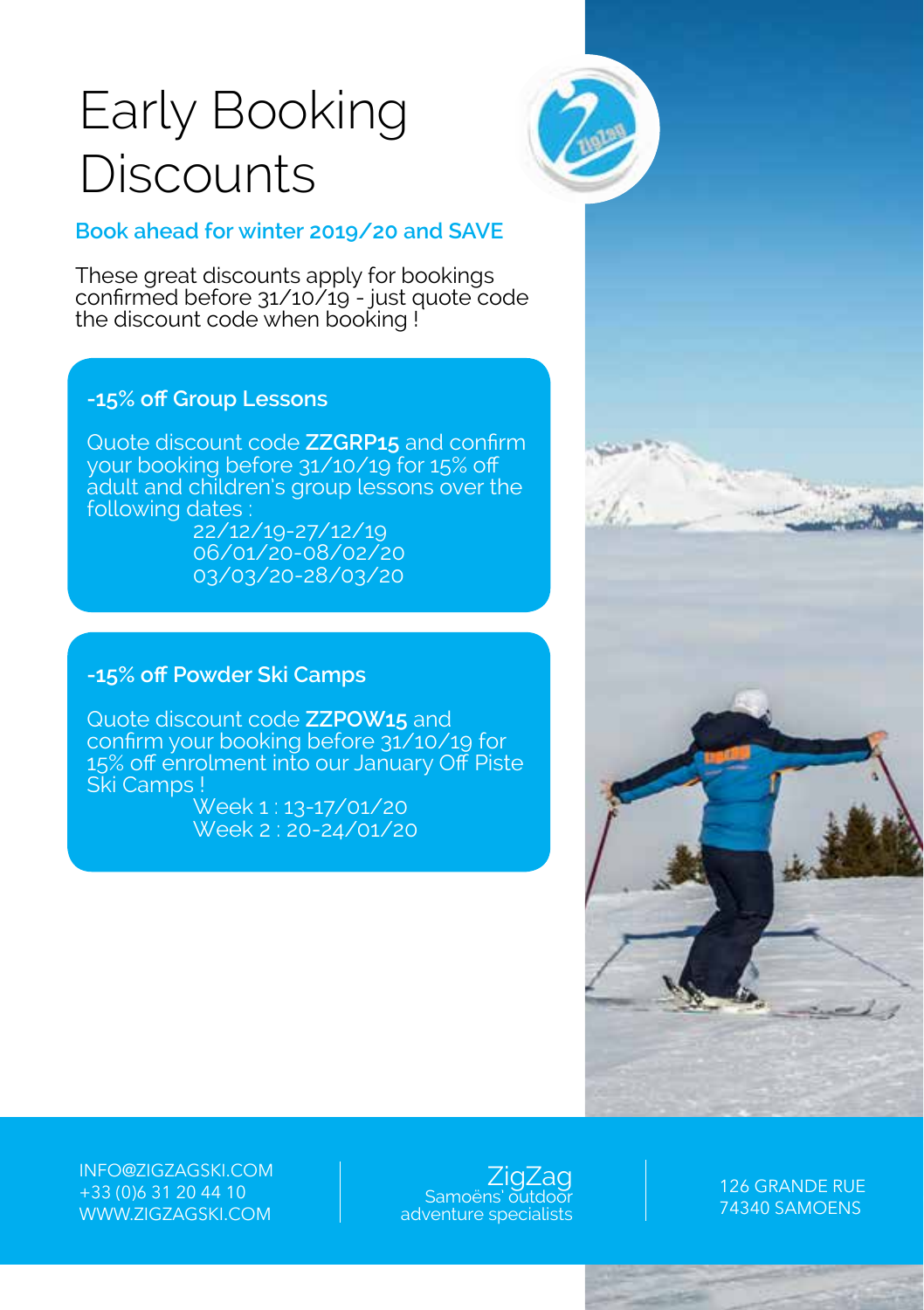# Early Booking Discounts

**Book ahead for winter 2019/20 and SAVE**

These great discounts apply for bookings confirmed before 31/10/19 - just quote code the discount code when booking !

## -15% off Group Lessons

Quote discount code **ZZGRP15** and confirm your booking before 31/10/19 for 15% off adult and children's group lessons over the following dates :

22/12/19-27/12/19
06/01/20-08/02/20
03/03/20-28/03/20

## -15% off Powder Ski Camps

Quote discount code **ZZPOW15** and confirm your booking before 31/10/19 for 15% off enrolment into our January Off Piste Ski Camps !

Week 1 : 13-17/01/20
Week 2 : 20-24/01/20

INFO@ZIGZAGSKI.COM
+33 (0)6 31 20 44 10
WWW.ZIGZAGSKI.COM

ZigZag
Samoëns' outdoor adventure specialists

126 GRANDE RUE
74340 SAMOENS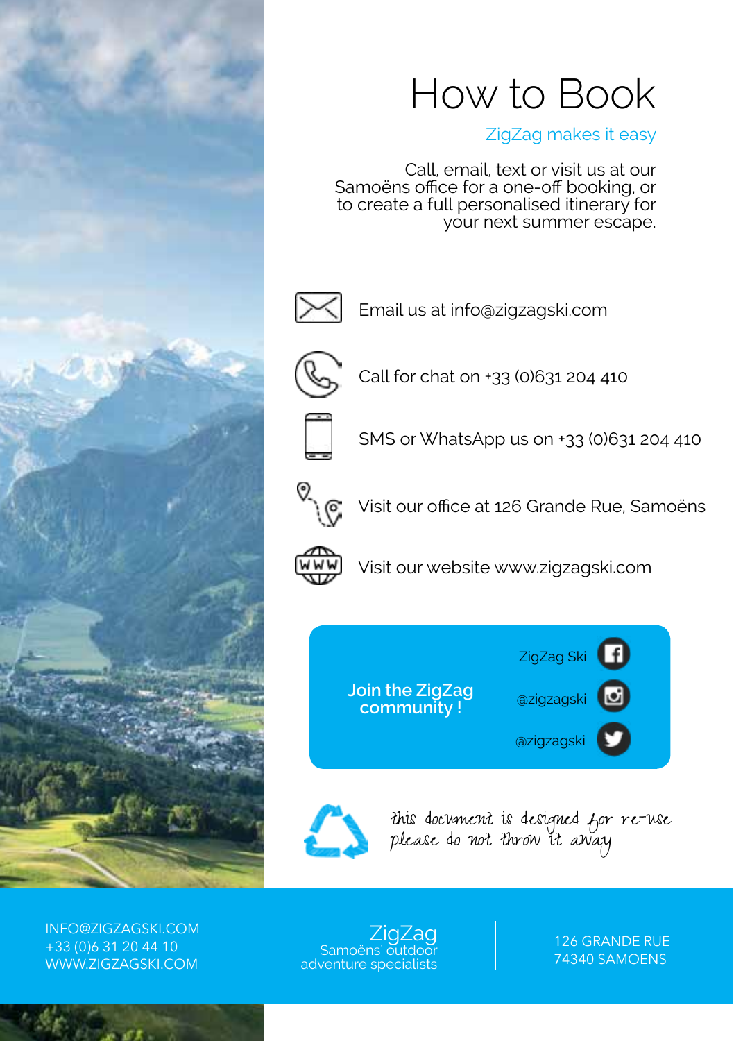# How to Book

ZigZag makes it easy

Call, email, text or visit us at our Samoëns office for a one-off booking, or to create a full personalised itinerary for your next summer escape.

Email us at info@zigzagski.com

Call for chat on +33 (0)631 204 410

SMS or WhatsApp us on +33 (0)631 204 410

Visit our office at 126 Grande Rue, Samoëns

Visit our website www.zigzagski.com

**Join the ZigZag community !**

ZigZag Ski

@zigzagski

@zigzagski

*this document is designed for re-use please do not throw it away*

INFO@ZIGZAGSKI.COM
+33 (0)6 31 20 44 10
WWW.ZIGZAGSKI.COM

ZigZag
Samoëns' outdoor adventure specialists

126 GRANDE RUE
74340 SAMOENS